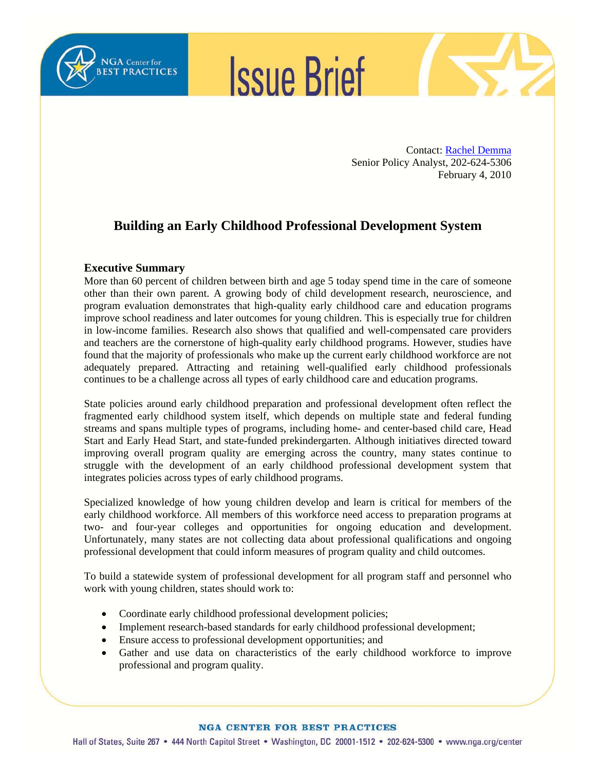# Issue Brief

Contact: Rachel Demma
Senior Policy Analyst, 202-624-5306
February 4, 2010

## Building an Early Childhood Professional Development System

### Executive Summary

More than 60 percent of children between birth and age 5 today spend time in the care of someone other than their own parent. A growing body of child development research, neuroscience, and program evaluation demonstrates that high-quality early childhood care and education programs improve school readiness and later outcomes for young children. This is especially true for children in low-income families. Research also shows that qualified and well-compensated care providers and teachers are the cornerstone of high-quality early childhood programs. However, studies have found that the majority of professionals who make up the current early childhood workforce are not adequately prepared. Attracting and retaining well-qualified early childhood professionals continues to be a challenge across all types of early childhood care and education programs.

State policies around early childhood preparation and professional development often reflect the fragmented early childhood system itself, which depends on multiple state and federal funding streams and spans multiple types of programs, including home- and center-based child care, Head Start and Early Head Start, and state-funded prekindergarten. Although initiatives directed toward improving overall program quality are emerging across the country, many states continue to struggle with the development of an early childhood professional development system that integrates policies across types of early childhood programs.

Specialized knowledge of how young children develop and learn is critical for members of the early childhood workforce. All members of this workforce need access to preparation programs at two- and four-year colleges and opportunities for ongoing education and development. Unfortunately, many states are not collecting data about professional qualifications and ongoing professional development that could inform measures of program quality and child outcomes.

To build a statewide system of professional development for all program staff and personnel who work with young children, states should work to:

- Coordinate early childhood professional development policies;
- Implement research-based standards for early childhood professional development;
- Ensure access to professional development opportunities; and
- Gather and use data on characteristics of the early childhood workforce to improve professional and program quality.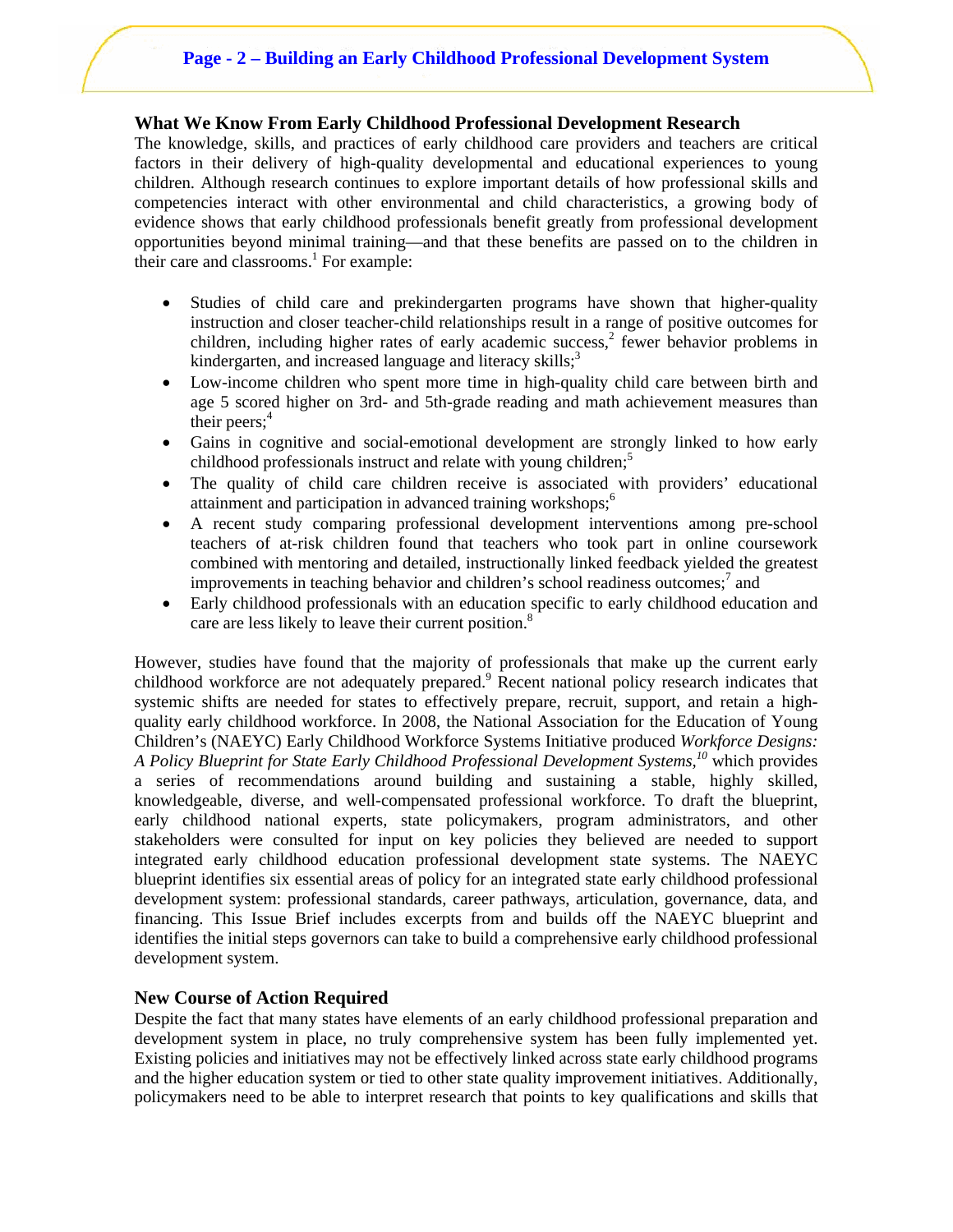## What We Know From Early Childhood Professional Development Research

The knowledge, skills, and practices of early childhood care providers and teachers are critical factors in their delivery of high-quality developmental and educational experiences to young children. Although research continues to explore important details of how professional skills and competencies interact with other environmental and child characteristics, a growing body of evidence shows that early childhood professionals benefit greatly from professional development opportunities beyond minimal training—and that these benefits are passed on to the children in their care and classrooms.[1] For example:

- Studies of child care and prekindergarten programs have shown that higher-quality instruction and closer teacher-child relationships result in a range of positive outcomes for children, including higher rates of early academic success,[2] fewer behavior problems in kindergarten, and increased language and literacy skills;[3]
- Low-income children who spent more time in high-quality child care between birth and age 5 scored higher on 3rd- and 5th-grade reading and math achievement measures than their peers;[4]
- Gains in cognitive and social-emotional development are strongly linked to how early childhood professionals instruct and relate with young children;[5]
- The quality of child care children receive is associated with providers' educational attainment and participation in advanced training workshops;[6]
- A recent study comparing professional development interventions among pre-school teachers of at-risk children found that teachers who took part in online coursework combined with mentoring and detailed, instructionally linked feedback yielded the greatest improvements in teaching behavior and children's school readiness outcomes;[7] and
- Early childhood professionals with an education specific to early childhood education and care are less likely to leave their current position.[8]

However, studies have found that the majority of professionals that make up the current early childhood workforce are not adequately prepared.[9] Recent national policy research indicates that systemic shifts are needed for states to effectively prepare, recruit, support, and retain a high-quality early childhood workforce. In 2008, the National Association for the Education of Young Children's (NAEYC) Early Childhood Workforce Systems Initiative produced *Workforce Designs: A Policy Blueprint for State Early Childhood Professional Development Systems,*[10] which provides a series of recommendations around building and sustaining a stable, highly skilled, knowledgeable, diverse, and well-compensated professional workforce. To draft the blueprint, early childhood national experts, state policymakers, program administrators, and other stakeholders were consulted for input on key policies they believed are needed to support integrated early childhood education professional development state systems. The NAEYC blueprint identifies six essential areas of policy for an integrated state early childhood professional development system: professional standards, career pathways, articulation, governance, data, and financing. This Issue Brief includes excerpts from and builds off the NAEYC blueprint and identifies the initial steps governors can take to build a comprehensive early childhood professional development system.

## New Course of Action Required

Despite the fact that many states have elements of an early childhood professional preparation and development system in place, no truly comprehensive system has been fully implemented yet. Existing policies and initiatives may not be effectively linked across state early childhood programs and the higher education system or tied to other state quality improvement initiatives. Additionally, policymakers need to be able to interpret research that points to key qualifications and skills that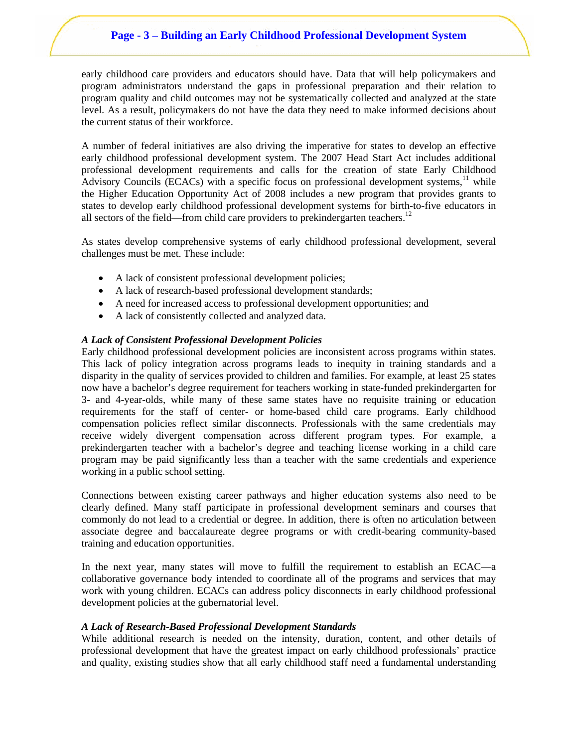early childhood care providers and educators should have. Data that will help policymakers and program administrators understand the gaps in professional preparation and their relation to program quality and child outcomes may not be systematically collected and analyzed at the state level. As a result, policymakers do not have the data they need to make informed decisions about the current status of their workforce.

A number of federal initiatives are also driving the imperative for states to develop an effective early childhood professional development system. The 2007 Head Start Act includes additional professional development requirements and calls for the creation of state Early Childhood Advisory Councils (ECACs) with a specific focus on professional development systems,[11] while the Higher Education Opportunity Act of 2008 includes a new program that provides grants to states to develop early childhood professional development systems for birth-to-five educators in all sectors of the field—from child care providers to prekindergarten teachers.[12]

As states develop comprehensive systems of early childhood professional development, several challenges must be met. These include:

- A lack of consistent professional development policies;
- A lack of research-based professional development standards;
- A need for increased access to professional development opportunities; and
- A lack of consistently collected and analyzed data.

### *A Lack of Consistent Professional Development Policies*

Early childhood professional development policies are inconsistent across programs within states. This lack of policy integration across programs leads to inequity in training standards and a disparity in the quality of services provided to children and families. For example, at least 25 states now have a bachelor's degree requirement for teachers working in state-funded prekindergarten for 3- and 4-year-olds, while many of these same states have no requisite training or education requirements for the staff of center- or home-based child care programs. Early childhood compensation policies reflect similar disconnects. Professionals with the same credentials may receive widely divergent compensation across different program types. For example, a prekindergarten teacher with a bachelor's degree and teaching license working in a child care program may be paid significantly less than a teacher with the same credentials and experience working in a public school setting.

Connections between existing career pathways and higher education systems also need to be clearly defined. Many staff participate in professional development seminars and courses that commonly do not lead to a credential or degree. In addition, there is often no articulation between associate degree and baccalaureate degree programs or with credit-bearing community-based training and education opportunities.

In the next year, many states will move to fulfill the requirement to establish an ECAC—a collaborative governance body intended to coordinate all of the programs and services that may work with young children. ECACs can address policy disconnects in early childhood professional development policies at the gubernatorial level.

### *A Lack of Research-Based Professional Development Standards*

While additional research is needed on the intensity, duration, content, and other details of professional development that have the greatest impact on early childhood professionals' practice and quality, existing studies show that all early childhood staff need a fundamental understanding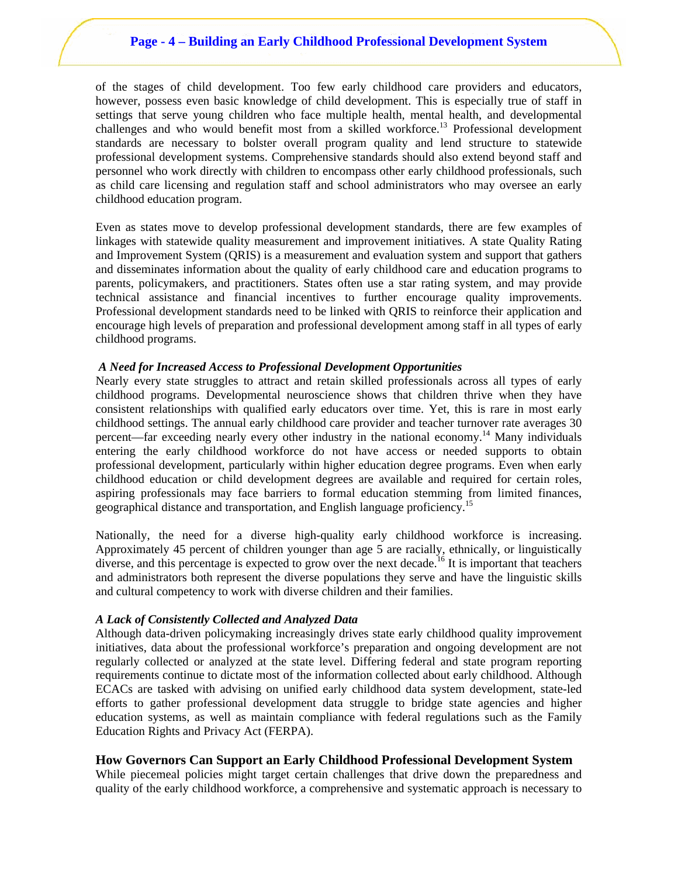of the stages of child development. Too few early childhood care providers and educators, however, possess even basic knowledge of child development. This is especially true of staff in settings that serve young children who face multiple health, mental health, and developmental challenges and who would benefit most from a skilled workforce.[13] Professional development standards are necessary to bolster overall program quality and lend structure to statewide professional development systems. Comprehensive standards should also extend beyond staff and personnel who work directly with children to encompass other early childhood professionals, such as child care licensing and regulation staff and school administrators who may oversee an early childhood education program.

Even as states move to develop professional development standards, there are few examples of linkages with statewide quality measurement and improvement initiatives. A state Quality Rating and Improvement System (QRIS) is a measurement and evaluation system and support that gathers and disseminates information about the quality of early childhood care and education programs to parents, policymakers, and practitioners. States often use a star rating system, and may provide technical assistance and financial incentives to further encourage quality improvements. Professional development standards need to be linked with QRIS to reinforce their application and encourage high levels of preparation and professional development among staff in all types of early childhood programs.

***A Need for Increased Access to Professional Development Opportunities***

Nearly every state struggles to attract and retain skilled professionals across all types of early childhood programs. Developmental neuroscience shows that children thrive when they have consistent relationships with qualified early educators over time. Yet, this is rare in most early childhood settings. The annual early childhood care provider and teacher turnover rate averages 30 percent—far exceeding nearly every other industry in the national economy.[14] Many individuals entering the early childhood workforce do not have access or needed supports to obtain professional development, particularly within higher education degree programs. Even when early childhood education or child development degrees are available and required for certain roles, aspiring professionals may face barriers to formal education stemming from limited finances, geographical distance and transportation, and English language proficiency.[15]

Nationally, the need for a diverse high-quality early childhood workforce is increasing. Approximately 45 percent of children younger than age 5 are racially, ethnically, or linguistically diverse, and this percentage is expected to grow over the next decade.[16] It is important that teachers and administrators both represent the diverse populations they serve and have the linguistic skills and cultural competency to work with diverse children and their families.

***A Lack of Consistently Collected and Analyzed Data***

Although data-driven policymaking increasingly drives state early childhood quality improvement initiatives, data about the professional workforce's preparation and ongoing development are not regularly collected or analyzed at the state level. Differing federal and state program reporting requirements continue to dictate most of the information collected about early childhood. Although ECACs are tasked with advising on unified early childhood data system development, state-led efforts to gather professional development data struggle to bridge state agencies and higher education systems, as well as maintain compliance with federal regulations such as the Family Education Rights and Privacy Act (FERPA).

## How Governors Can Support an Early Childhood Professional Development System

While piecemeal policies might target certain challenges that drive down the preparedness and quality of the early childhood workforce, a comprehensive and systematic approach is necessary to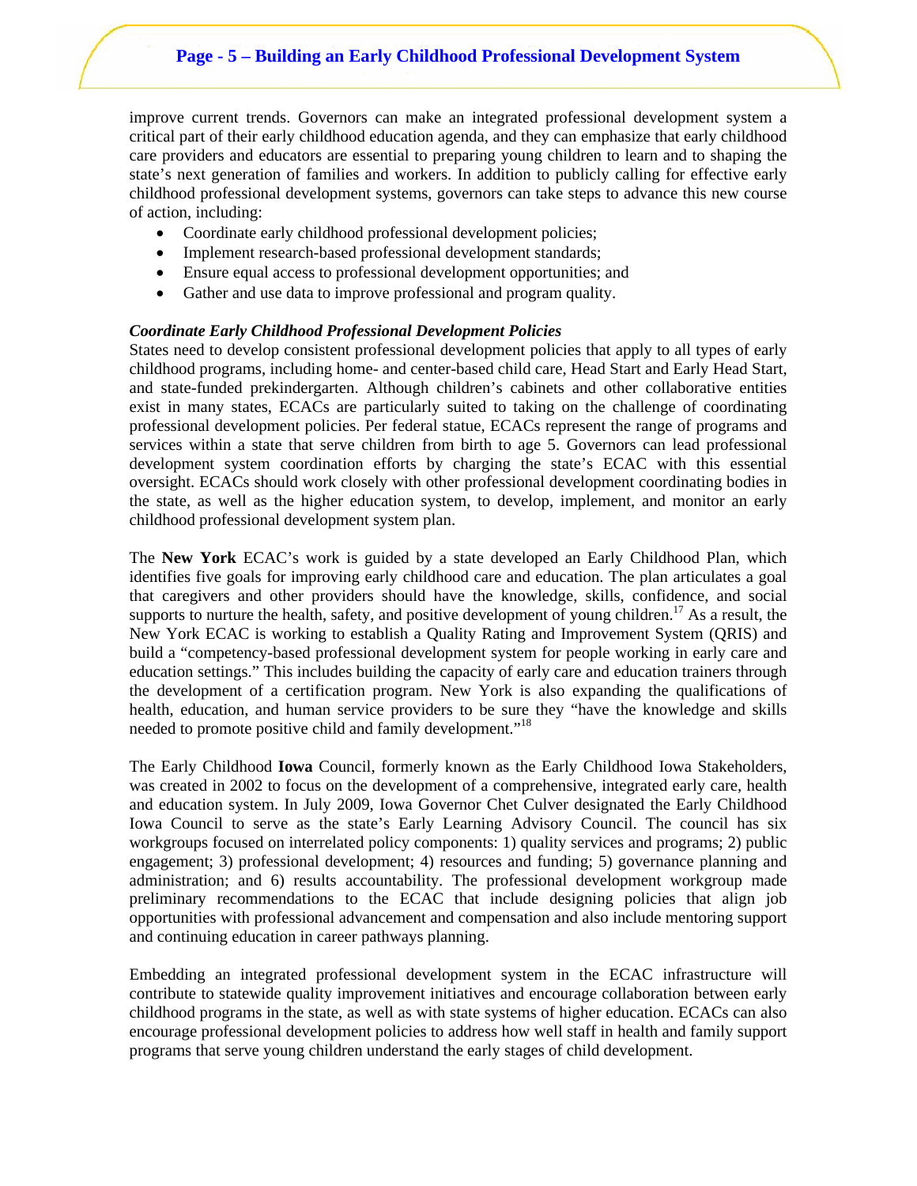improve current trends. Governors can make an integrated professional development system a critical part of their early childhood education agenda, and they can emphasize that early childhood care providers and educators are essential to preparing young children to learn and to shaping the state's next generation of families and workers. In addition to publicly calling for effective early childhood professional development systems, governors can take steps to advance this new course of action, including:

- Coordinate early childhood professional development policies;
- Implement research-based professional development standards;
- Ensure equal access to professional development opportunities; and
- Gather and use data to improve professional and program quality.

***Coordinate Early Childhood Professional Development Policies***

States need to develop consistent professional development policies that apply to all types of early childhood programs, including home- and center-based child care, Head Start and Early Head Start, and state-funded prekindergarten. Although children's cabinets and other collaborative entities exist in many states, ECACs are particularly suited to taking on the challenge of coordinating professional development policies. Per federal statue, ECACs represent the range of programs and services within a state that serve children from birth to age 5. Governors can lead professional development system coordination efforts by charging the state's ECAC with this essential oversight. ECACs should work closely with other professional development coordinating bodies in the state, as well as the higher education system, to develop, implement, and monitor an early childhood professional development system plan.

The **New York** ECAC's work is guided by a state developed an Early Childhood Plan, which identifies five goals for improving early childhood care and education. The plan articulates a goal that caregivers and other providers should have the knowledge, skills, confidence, and social supports to nurture the health, safety, and positive development of young children.[17] As a result, the New York ECAC is working to establish a Quality Rating and Improvement System (QRIS) and build a "competency-based professional development system for people working in early care and education settings." This includes building the capacity of early care and education trainers through the development of a certification program. New York is also expanding the qualifications of health, education, and human service providers to be sure they "have the knowledge and skills needed to promote positive child and family development."[18]

The Early Childhood **Iowa** Council, formerly known as the Early Childhood Iowa Stakeholders, was created in 2002 to focus on the development of a comprehensive, integrated early care, health and education system. In July 2009, Iowa Governor Chet Culver designated the Early Childhood Iowa Council to serve as the state's Early Learning Advisory Council. The council has six workgroups focused on interrelated policy components: 1) quality services and programs; 2) public engagement; 3) professional development; 4) resources and funding; 5) governance planning and administration; and 6) results accountability. The professional development workgroup made preliminary recommendations to the ECAC that include designing policies that align job opportunities with professional advancement and compensation and also include mentoring support and continuing education in career pathways planning.

Embedding an integrated professional development system in the ECAC infrastructure will contribute to statewide quality improvement initiatives and encourage collaboration between early childhood programs in the state, as well as with state systems of higher education. ECACs can also encourage professional development policies to address how well staff in health and family support programs that serve young children understand the early stages of child development.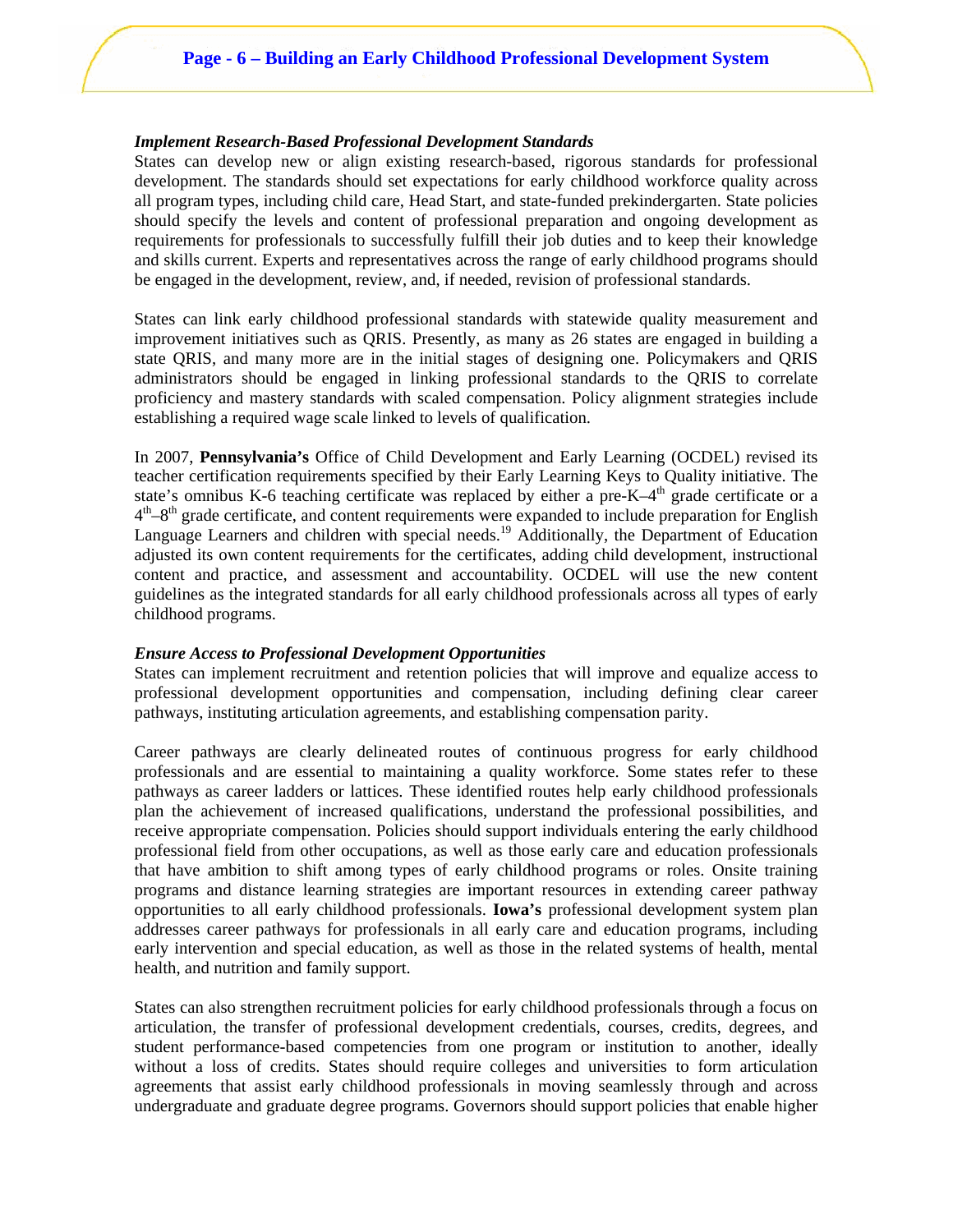### *Implement Research-Based Professional Development Standards*

States can develop new or align existing research-based, rigorous standards for professional development. The standards should set expectations for early childhood workforce quality across all program types, including child care, Head Start, and state-funded prekindergarten. State policies should specify the levels and content of professional preparation and ongoing development as requirements for professionals to successfully fulfill their job duties and to keep their knowledge and skills current. Experts and representatives across the range of early childhood programs should be engaged in the development, review, and, if needed, revision of professional standards.

States can link early childhood professional standards with statewide quality measurement and improvement initiatives such as QRIS. Presently, as many as 26 states are engaged in building a state QRIS, and many more are in the initial stages of designing one. Policymakers and QRIS administrators should be engaged in linking professional standards to the QRIS to correlate proficiency and mastery standards with scaled compensation. Policy alignment strategies include establishing a required wage scale linked to levels of qualification.

In 2007, **Pennsylvania's** Office of Child Development and Early Learning (OCDEL) revised its teacher certification requirements specified by their Early Learning Keys to Quality initiative. The state's omnibus K-6 teaching certificate was replaced by either a pre-K–4th grade certificate or a 4th–8th grade certificate, and content requirements were expanded to include preparation for English Language Learners and children with special needs.[19] Additionally, the Department of Education adjusted its own content requirements for the certificates, adding child development, instructional content and practice, and assessment and accountability. OCDEL will use the new content guidelines as the integrated standards for all early childhood professionals across all types of early childhood programs.

### *Ensure Access to Professional Development Opportunities*

States can implement recruitment and retention policies that will improve and equalize access to professional development opportunities and compensation, including defining clear career pathways, instituting articulation agreements, and establishing compensation parity.

Career pathways are clearly delineated routes of continuous progress for early childhood professionals and are essential to maintaining a quality workforce. Some states refer to these pathways as career ladders or lattices. These identified routes help early childhood professionals plan the achievement of increased qualifications, understand the professional possibilities, and receive appropriate compensation. Policies should support individuals entering the early childhood professional field from other occupations, as well as those early care and education professionals that have ambition to shift among types of early childhood programs or roles. Onsite training programs and distance learning strategies are important resources in extending career pathway opportunities to all early childhood professionals. **Iowa's** professional development system plan addresses career pathways for professionals in all early care and education programs, including early intervention and special education, as well as those in the related systems of health, mental health, and nutrition and family support.

States can also strengthen recruitment policies for early childhood professionals through a focus on articulation, the transfer of professional development credentials, courses, credits, degrees, and student performance-based competencies from one program or institution to another, ideally without a loss of credits. States should require colleges and universities to form articulation agreements that assist early childhood professionals in moving seamlessly through and across undergraduate and graduate degree programs. Governors should support policies that enable higher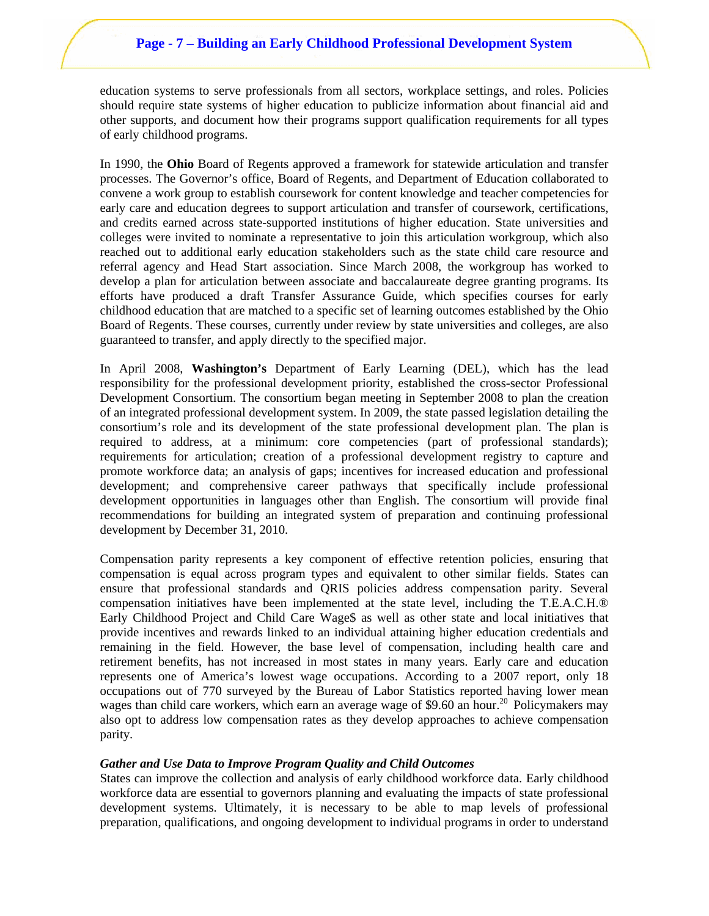education systems to serve professionals from all sectors, workplace settings, and roles. Policies should require state systems of higher education to publicize information about financial aid and other supports, and document how their programs support qualification requirements for all types of early childhood programs.

In 1990, the **Ohio** Board of Regents approved a framework for statewide articulation and transfer processes. The Governor's office, Board of Regents, and Department of Education collaborated to convene a work group to establish coursework for content knowledge and teacher competencies for early care and education degrees to support articulation and transfer of coursework, certifications, and credits earned across state-supported institutions of higher education. State universities and colleges were invited to nominate a representative to join this articulation workgroup, which also reached out to additional early education stakeholders such as the state child care resource and referral agency and Head Start association. Since March 2008, the workgroup has worked to develop a plan for articulation between associate and baccalaureate degree granting programs. Its efforts have produced a draft Transfer Assurance Guide, which specifies courses for early childhood education that are matched to a specific set of learning outcomes established by the Ohio Board of Regents. These courses, currently under review by state universities and colleges, are also guaranteed to transfer, and apply directly to the specified major.

In April 2008, **Washington's** Department of Early Learning (DEL), which has the lead responsibility for the professional development priority, established the cross-sector Professional Development Consortium. The consortium began meeting in September 2008 to plan the creation of an integrated professional development system. In 2009, the state passed legislation detailing the consortium's role and its development of the state professional development plan. The plan is required to address, at a minimum: core competencies (part of professional standards); requirements for articulation; creation of a professional development registry to capture and promote workforce data; an analysis of gaps; incentives for increased education and professional development; and comprehensive career pathways that specifically include professional development opportunities in languages other than English. The consortium will provide final recommendations for building an integrated system of preparation and continuing professional development by December 31, 2010.

Compensation parity represents a key component of effective retention policies, ensuring that compensation is equal across program types and equivalent to other similar fields. States can ensure that professional standards and QRIS policies address compensation parity. Several compensation initiatives have been implemented at the state level, including the T.E.A.C.H.® Early Childhood Project and Child Care Wage$ as well as other state and local initiatives that provide incentives and rewards linked to an individual attaining higher education credentials and remaining in the field. However, the base level of compensation, including health care and retirement benefits, has not increased in most states in many years. Early care and education represents one of America's lowest wage occupations. According to a 2007 report, only 18 occupations out of 770 surveyed by the Bureau of Labor Statistics reported having lower mean wages than child care workers, which earn an average wage of $9.60 an hour.[20] Policymakers may also opt to address low compensation rates as they develop approaches to achieve compensation parity.

***Gather and Use Data to Improve Program Quality and Child Outcomes***

States can improve the collection and analysis of early childhood workforce data. Early childhood workforce data are essential to governors planning and evaluating the impacts of state professional development systems. Ultimately, it is necessary to be able to map levels of professional preparation, qualifications, and ongoing development to individual programs in order to understand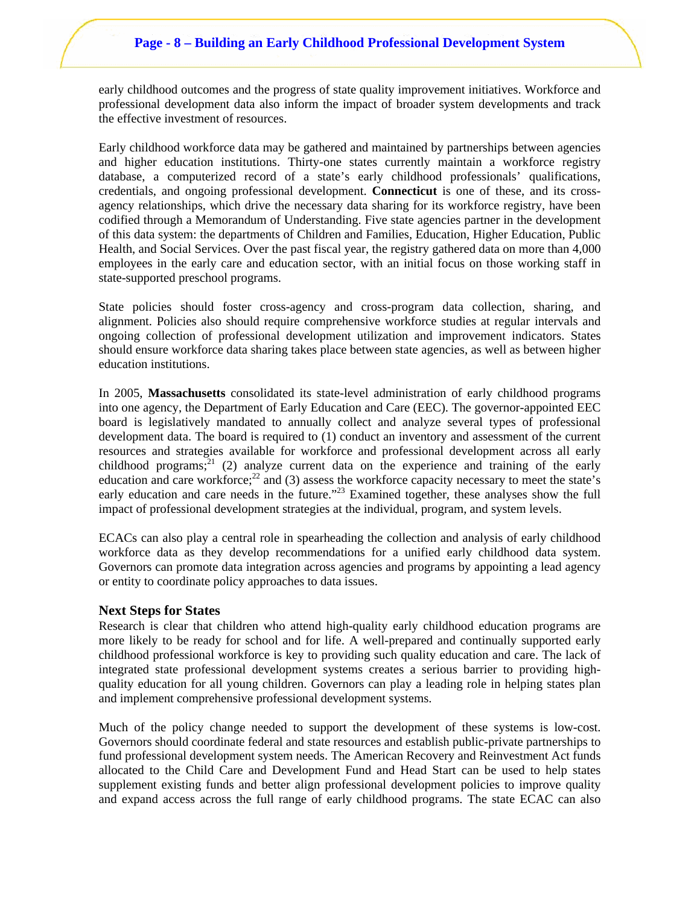early childhood outcomes and the progress of state quality improvement initiatives. Workforce and professional development data also inform the impact of broader system developments and track the effective investment of resources.

Early childhood workforce data may be gathered and maintained by partnerships between agencies and higher education institutions. Thirty-one states currently maintain a workforce registry database, a computerized record of a state's early childhood professionals' qualifications, credentials, and ongoing professional development. **Connecticut** is one of these, and its cross-agency relationships, which drive the necessary data sharing for its workforce registry, have been codified through a Memorandum of Understanding. Five state agencies partner in the development of this data system: the departments of Children and Families, Education, Higher Education, Public Health, and Social Services. Over the past fiscal year, the registry gathered data on more than 4,000 employees in the early care and education sector, with an initial focus on those working staff in state-supported preschool programs.

State policies should foster cross-agency and cross-program data collection, sharing, and alignment. Policies also should require comprehensive workforce studies at regular intervals and ongoing collection of professional development utilization and improvement indicators. States should ensure workforce data sharing takes place between state agencies, as well as between higher education institutions.

In 2005, **Massachusetts** consolidated its state-level administration of early childhood programs into one agency, the Department of Early Education and Care (EEC). The governor-appointed EEC board is legislatively mandated to annually collect and analyze several types of professional development data. The board is required to (1) conduct an inventory and assessment of the current resources and strategies available for workforce and professional development across all early childhood programs;[21] (2) analyze current data on the experience and training of the early education and care workforce;[22] and (3) assess the workforce capacity necessary to meet the state's early education and care needs in the future."[23] Examined together, these analyses show the full impact of professional development strategies at the individual, program, and system levels.

ECACs can also play a central role in spearheading the collection and analysis of early childhood workforce data as they develop recommendations for a unified early childhood data system. Governors can promote data integration across agencies and programs by appointing a lead agency or entity to coordinate policy approaches to data issues.

### Next Steps for States

Research is clear that children who attend high-quality early childhood education programs are more likely to be ready for school and for life. A well-prepared and continually supported early childhood professional workforce is key to providing such quality education and care. The lack of integrated state professional development systems creates a serious barrier to providing high-quality education for all young children. Governors can play a leading role in helping states plan and implement comprehensive professional development systems.

Much of the policy change needed to support the development of these systems is low-cost. Governors should coordinate federal and state resources and establish public-private partnerships to fund professional development system needs. The American Recovery and Reinvestment Act funds allocated to the Child Care and Development Fund and Head Start can be used to help states supplement existing funds and better align professional development policies to improve quality and expand access across the full range of early childhood programs. The state ECAC can also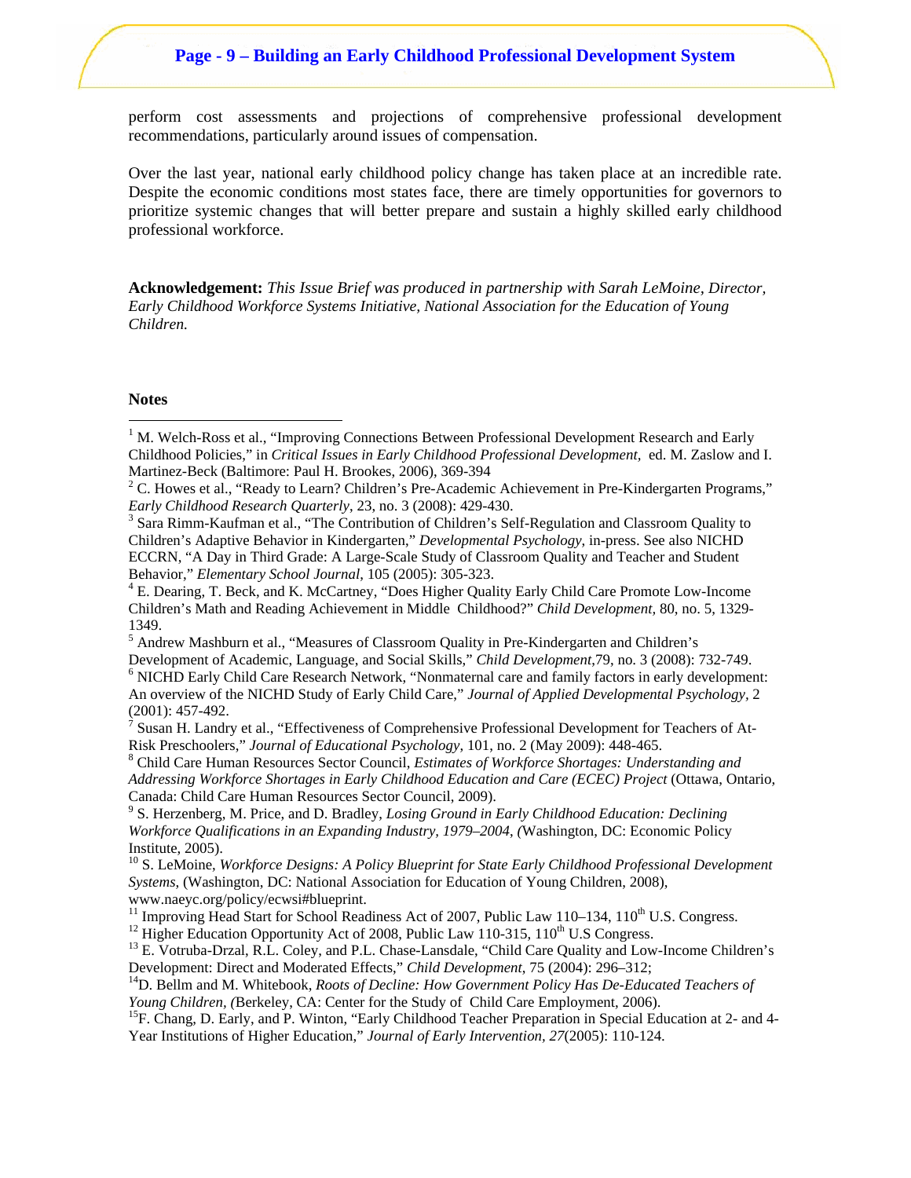perform cost assessments and projections of comprehensive professional development recommendations, particularly around issues of compensation.

Over the last year, national early childhood policy change has taken place at an incredible rate. Despite the economic conditions most states face, there are timely opportunities for governors to prioritize systemic changes that will better prepare and sustain a highly skilled early childhood professional workforce.

**Acknowledgement:** *This Issue Brief was produced in partnership with Sarah LeMoine, Director, Early Childhood Workforce Systems Initiative, National Association for the Education of Young Children.*

**Notes**

[1] M. Welch-Ross et al., "Improving Connections Between Professional Development Research and Early Childhood Policies," in *Critical Issues in Early Childhood Professional Development*, ed. M. Zaslow and I. Martinez-Beck (Baltimore: Paul H. Brookes, 2006), 369-394

[2] C. Howes et al., "Ready to Learn? Children's Pre-Academic Achievement in Pre-Kindergarten Programs," *Early Childhood Research Quarterly*, 23, no. 3 (2008): 429-430.

[3] Sara Rimm-Kaufman et al., "The Contribution of Children's Self-Regulation and Classroom Quality to Children's Adaptive Behavior in Kindergarten," *Developmental Psychology*, in-press. See also NICHD ECCRN, "A Day in Third Grade: A Large-Scale Study of Classroom Quality and Teacher and Student Behavior," *Elementary School Journal*, 105 (2005): 305-323.

[4] E. Dearing, T. Beck, and K. McCartney, "Does Higher Quality Early Child Care Promote Low-Income Children's Math and Reading Achievement in Middle Childhood?" *Child Development*, 80, no. 5, 1329-1349.

[5] Andrew Mashburn et al., "Measures of Classroom Quality in Pre-Kindergarten and Children's Development of Academic, Language, and Social Skills," *Child Development*,79, no. 3 (2008): 732-749.

[6] NICHD Early Child Care Research Network, "Nonmaternal care and family factors in early development: An overview of the NICHD Study of Early Child Care," *Journal of Applied Developmental Psychology*, 2 (2001): 457-492.

[7] Susan H. Landry et al., "Effectiveness of Comprehensive Professional Development for Teachers of At-Risk Preschoolers," *Journal of Educational Psychology*, 101, no. 2 (May 2009): 448-465.

[8] Child Care Human Resources Sector Council, *Estimates of Workforce Shortages: Understanding and Addressing Workforce Shortages in Early Childhood Education and Care (ECEC) Project* (Ottawa, Ontario, Canada: Child Care Human Resources Sector Council, 2009).

[9] S. Herzenberg, M. Price, and D. Bradley, *Losing Ground in Early Childhood Education: Declining Workforce Qualifications in an Expanding Industry, 1979–2004*, (Washington, DC: Economic Policy Institute, 2005).

[10] S. LeMoine, *Workforce Designs: A Policy Blueprint for State Early Childhood Professional Development Systems*, (Washington, DC: National Association for Education of Young Children, 2008), www.naeyc.org/policy/ecwsi#blueprint.

[11] Improving Head Start for School Readiness Act of 2007, Public Law 110–134, 110th U.S. Congress.

[12] Higher Education Opportunity Act of 2008, Public Law 110-315, 110th U.S Congress.

[13] E. Votruba-Drzal, R.L. Coley, and P.L. Chase-Lansdale, "Child Care Quality and Low-Income Children's Development: Direct and Moderated Effects," *Child Development*, 75 (2004): 296–312;

[14] D. Bellm and M. Whitebook, *Roots of Decline: How Government Policy Has De-Educated Teachers of Young Children*, (Berkeley, CA: Center for the Study of Child Care Employment, 2006).

[15] F. Chang, D. Early, and P. Winton, "Early Childhood Teacher Preparation in Special Education at 2- and 4-Year Institutions of Higher Education," *Journal of Early Intervention, 27*(2005): 110-124.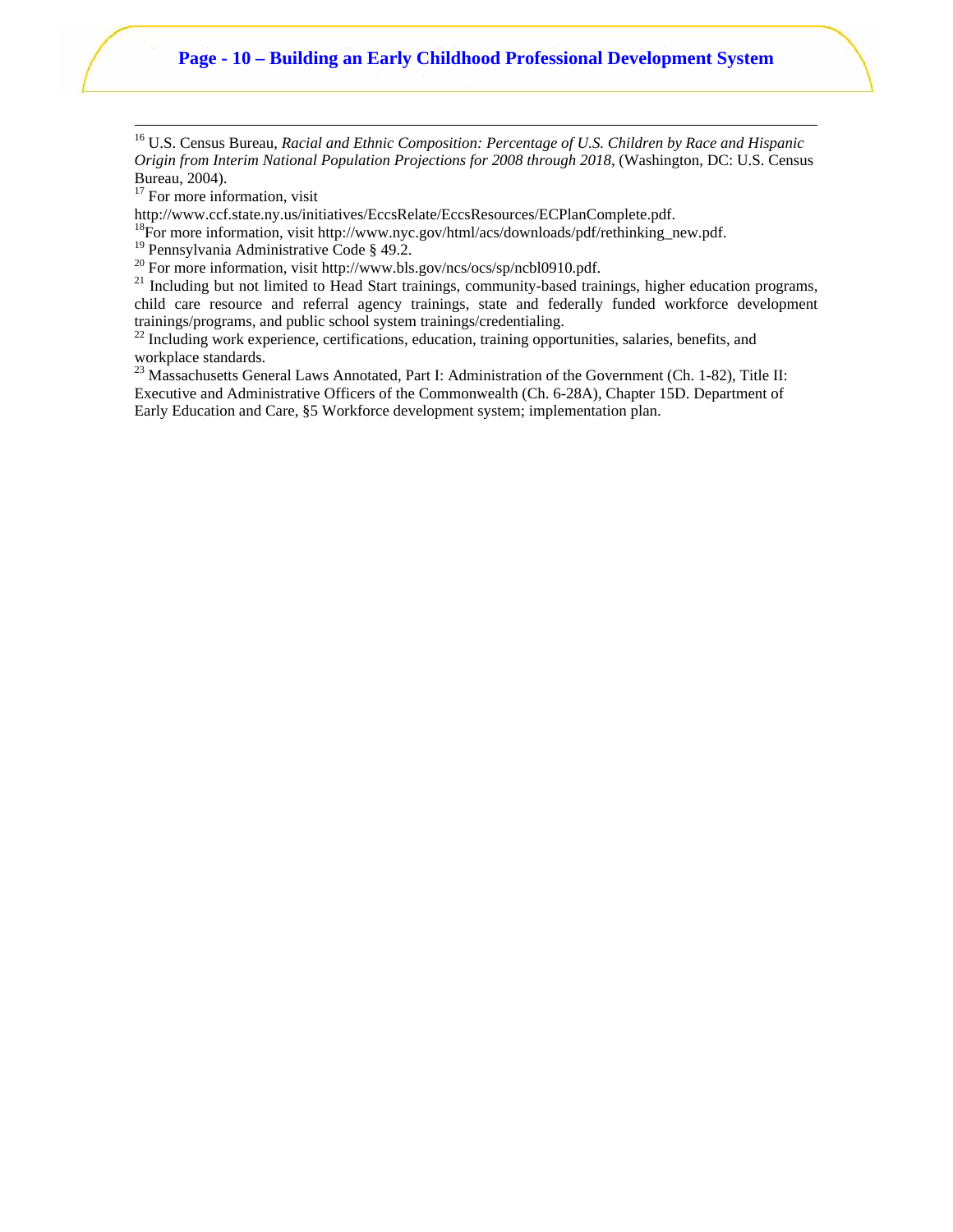[16] U.S. Census Bureau, *Racial and Ethnic Composition: Percentage of U.S. Children by Race and Hispanic Origin from Interim National Population Projections for 2008 through 2018*, (Washington, DC: U.S. Census Bureau, 2004).

[17] For more information, visit http://www.ccf.state.ny.us/initiatives/EccsRelate/EccsResources/ECPlanComplete.pdf.

[18] For more information, visit http://www.nyc.gov/html/acs/downloads/pdf/rethinking_new.pdf.

[19] Pennsylvania Administrative Code § 49.2.

[20] For more information, visit http://www.bls.gov/ncs/ocs/sp/ncbl0910.pdf.

[21] Including but not limited to Head Start trainings, community-based trainings, higher education programs, child care resource and referral agency trainings, state and federally funded workforce development trainings/programs, and public school system trainings/credentialing.

[22] Including work experience, certifications, education, training opportunities, salaries, benefits, and workplace standards.

[23] Massachusetts General Laws Annotated, Part I: Administration of the Government (Ch. 1-82), Title II: Executive and Administrative Officers of the Commonwealth (Ch. 6-28A), Chapter 15D. Department of Early Education and Care, §5 Workforce development system; implementation plan.